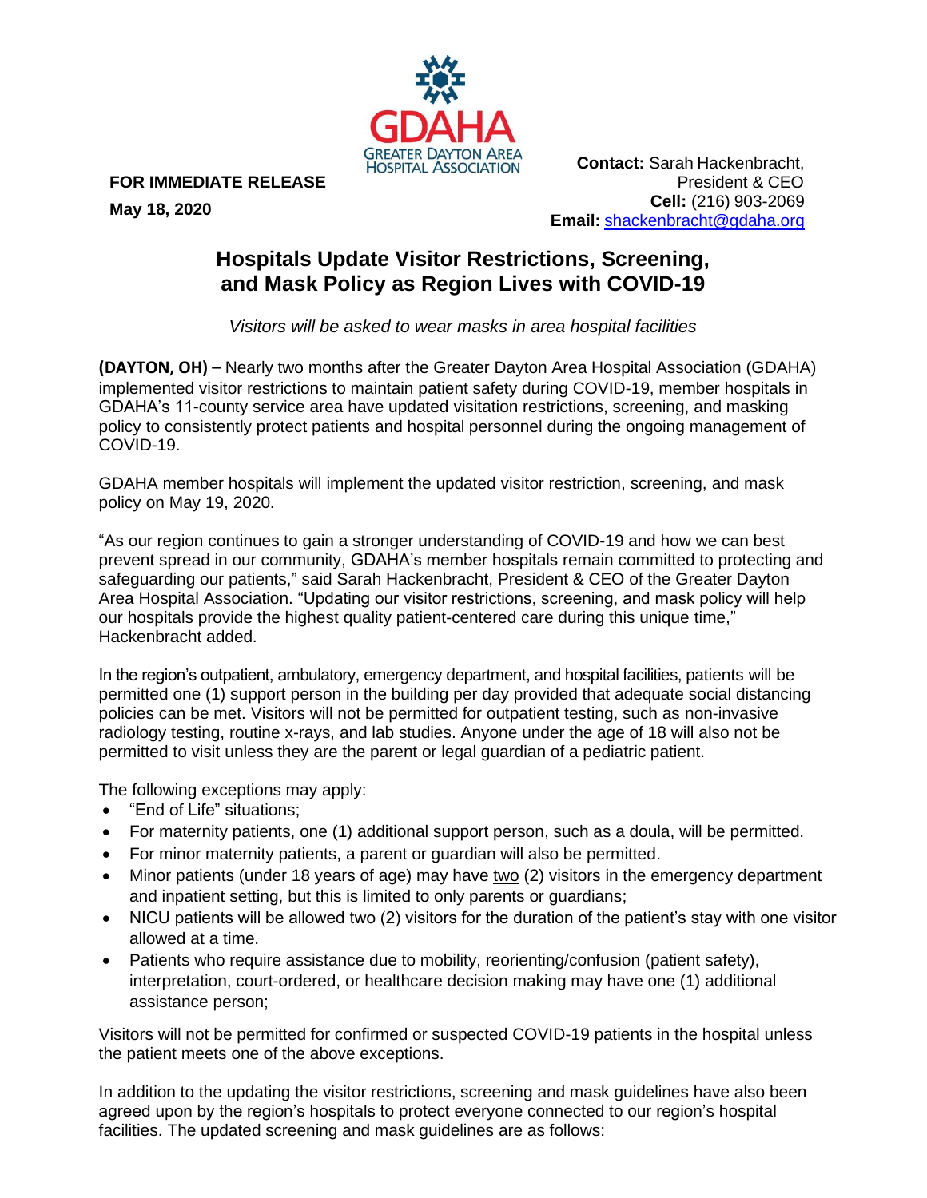GDAHA
GREATER DAYTON AREA HOSPITAL ASSOCIATION

**FOR IMMEDIATE RELEASE**
**May 18, 2020**

**Contact:** Sarah Hackenbracht, President & CEO
**Cell:** (216) 903-2069
**Email:** shackenbracht@gdaha.org

# Hospitals Update Visitor Restrictions, Screening, and Mask Policy as Region Lives with COVID-19

*Visitors will be asked to wear masks in area hospital facilities*

**(DAYTON, OH)** – Nearly two months after the Greater Dayton Area Hospital Association (GDAHA) implemented visitor restrictions to maintain patient safety during COVID-19, member hospitals in GDAHA's 11-county service area have updated visitation restrictions, screening, and masking policy to consistently protect patients and hospital personnel during the ongoing management of COVID-19.

GDAHA member hospitals will implement the updated visitor restriction, screening, and mask policy on May 19, 2020.

"As our region continues to gain a stronger understanding of COVID-19 and how we can best prevent spread in our community, GDAHA's member hospitals remain committed to protecting and safeguarding our patients," said Sarah Hackenbracht, President & CEO of the Greater Dayton Area Hospital Association. "Updating our visitor restrictions, screening, and mask policy will help our hospitals provide the highest quality patient-centered care during this unique time," Hackenbracht added.

In the region's outpatient, ambulatory, emergency department, and hospital facilities, patients will be permitted one (1) support person in the building per day provided that adequate social distancing policies can be met. Visitors will not be permitted for outpatient testing, such as non-invasive radiology testing, routine x-rays, and lab studies. Anyone under the age of 18 will also not be permitted to visit unless they are the parent or legal guardian of a pediatric patient.

The following exceptions may apply:

- "End of Life" situations;
- For maternity patients, one (1) additional support person, such as a doula, will be permitted.
- For minor maternity patients, a parent or guardian will also be permitted.
- Minor patients (under 18 years of age) may have two (2) visitors in the emergency department and inpatient setting, but this is limited to only parents or guardians;
- NICU patients will be allowed two (2) visitors for the duration of the patient's stay with one visitor allowed at a time.
- Patients who require assistance due to mobility, reorienting/confusion (patient safety), interpretation, court-ordered, or healthcare decision making may have one (1) additional assistance person;

Visitors will not be permitted for confirmed or suspected COVID-19 patients in the hospital unless the patient meets one of the above exceptions.

In addition to the updating the visitor restrictions, screening and mask guidelines have also been agreed upon by the region's hospitals to protect everyone connected to our region's hospital facilities. The updated screening and mask guidelines are as follows: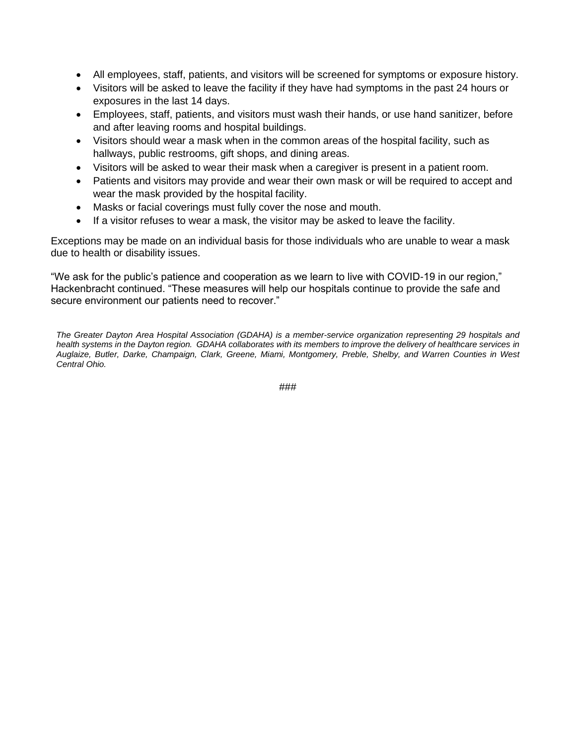- All employees, staff, patients, and visitors will be screened for symptoms or exposure history.
- Visitors will be asked to leave the facility if they have had symptoms in the past 24 hours or exposures in the last 14 days.
- Employees, staff, patients, and visitors must wash their hands, or use hand sanitizer, before and after leaving rooms and hospital buildings.
- Visitors should wear a mask when in the common areas of the hospital facility, such as hallways, public restrooms, gift shops, and dining areas.
- Visitors will be asked to wear their mask when a caregiver is present in a patient room.
- Patients and visitors may provide and wear their own mask or will be required to accept and wear the mask provided by the hospital facility.
- Masks or facial coverings must fully cover the nose and mouth.
- If a visitor refuses to wear a mask, the visitor may be asked to leave the facility.

Exceptions may be made on an individual basis for those individuals who are unable to wear a mask due to health or disability issues.

“We ask for the public’s patience and cooperation as we learn to live with COVID-19 in our region,” Hackenbracht continued. “These measures will help our hospitals continue to provide the safe and secure environment our patients need to recover.”

*The Greater Dayton Area Hospital Association (GDAHA) is a member-service organization representing 29 hospitals and health systems in the Dayton region. GDAHA collaborates with its members to improve the delivery of healthcare services in Auglaize, Butler, Darke, Champaign, Clark, Greene, Miami, Montgomery, Preble, Shelby, and Warren Counties in West Central Ohio.*

###